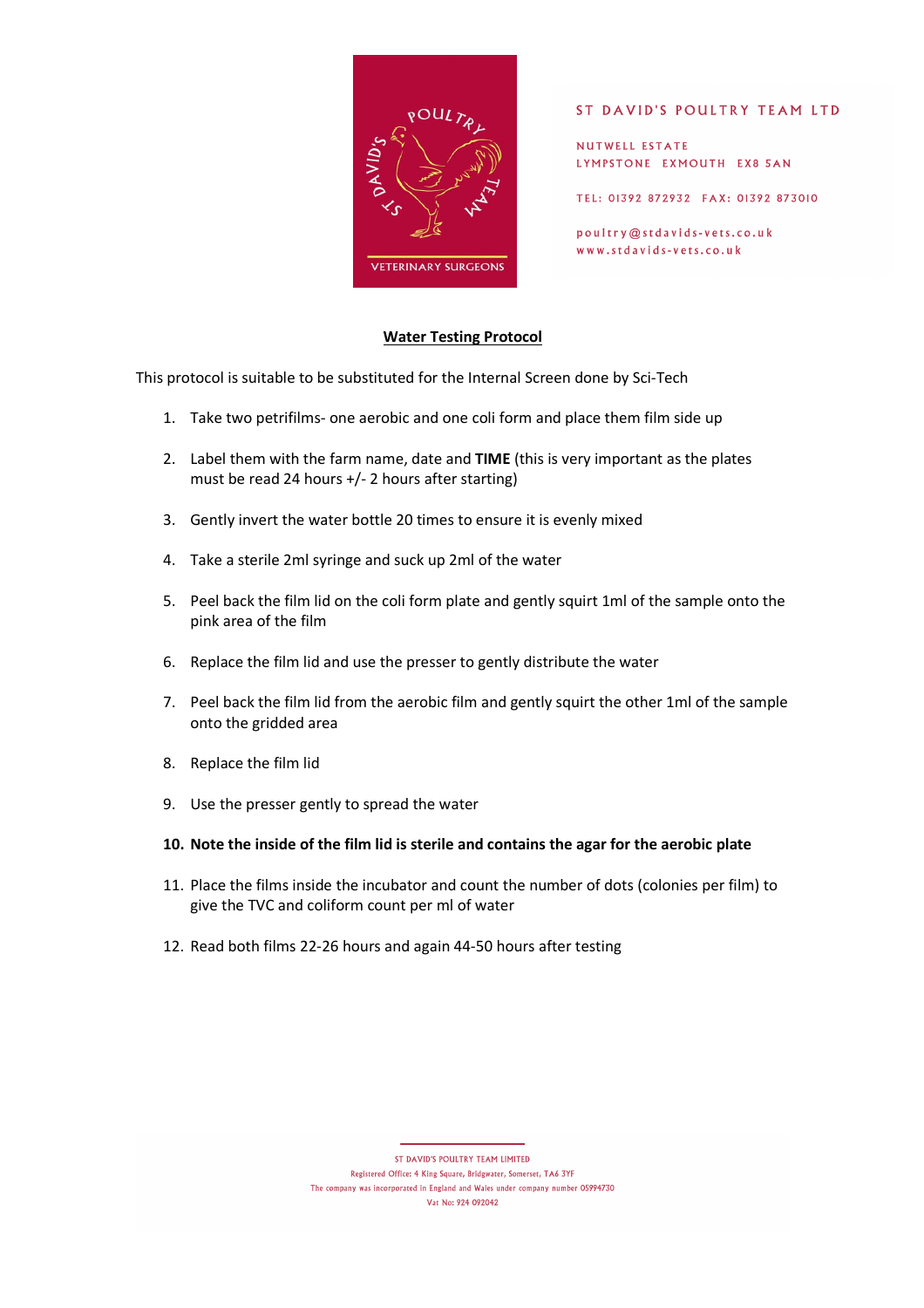ST DAVID'S POULTRY TEAM LTD

NUTWELL ESTATE
LYMPSTONE EXMOUTH EX8 5AN

TEL: 01392 872932 FAX: 01392 873010

poultry@stdavids-vets.co.uk
www.stdavids-vets.co.uk

## Water Testing Protocol

This protocol is suitable to be substituted for the Internal Screen done by Sci-Tech

1. Take two petrifilms- one aerobic and one coli form and place them film side up
2. Label them with the farm name, date and **TIME** (this is very important as the plates must be read 24 hours +/- 2 hours after starting)
3. Gently invert the water bottle 20 times to ensure it is evenly mixed
4. Take a sterile 2ml syringe and suck up 2ml of the water
5. Peel back the film lid on the coli form plate and gently squirt 1ml of the sample onto the pink area of the film
6. Replace the film lid and use the presser to gently distribute the water
7. Peel back the film lid from the aerobic film and gently squirt the other 1ml of the sample onto the gridded area
8. Replace the film lid
9. Use the presser gently to spread the water
10. **Note the inside of the film lid is sterile and contains the agar for the aerobic plate**
11. Place the films inside the incubator and count the number of dots (colonies per film) to give the TVC and coliform count per ml of water
12. Read both films 22-26 hours and again 44-50 hours after testing

ST DAVID'S POULTRY TEAM LIMITED
Registered Office: 4 King Square, Bridgwater, Somerset, TA6 3YF
The company was incorporated in England and Wales under company number 05994730
Vat No: 924 092042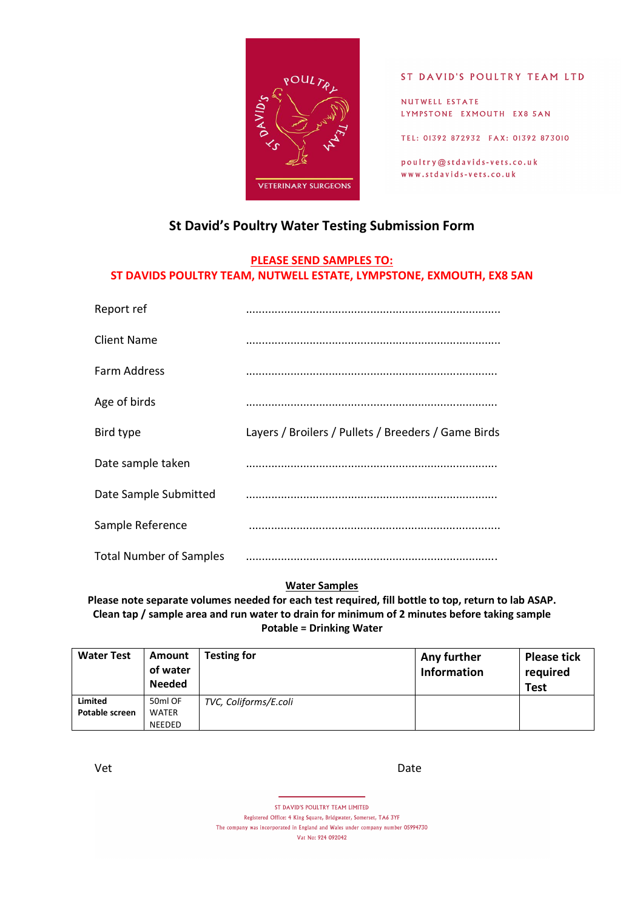ST DAVID'S POULTRY TEAM LTD

NUTWELL ESTATE
LYMPSTONE EXMOUTH EX8 5AN

TEL: 01392 872932 FAX: 01392 873010

poultry@stdavids-vets.co.uk
www.stdavids-vets.co.uk

# St David's Poultry Water Testing Submission Form

**PLEASE SEND SAMPLES TO:**
**ST DAVIDS POULTRY TEAM, NUTWELL ESTATE, LYMPSTONE, EXMOUTH, EX8 5AN**

Report ref ..............................................................................

Client Name ..............................................................................

Farm Address ..............................................................................

Age of birds ..............................................................................

Bird type Layers / Broilers / Pullets / Breeders / Game Birds

Date sample taken ..............................................................................

Date Sample Submitted ..............................................................................

Sample Reference ..............................................................................

Total Number of Samples ..............................................................................

**Water Samples**

**Please note separate volumes needed for each test required, fill bottle to top, return to lab ASAP.**
**Clean tap / sample area and run water to drain for minimum of 2 minutes before taking sample**
**Potable = Drinking Water**

| Water Test | Amount of water Needed | Testing for | Any further Information | Please tick required Test |
|---|---|---|---|---|
| **Limited Potable screen** | 50ml OF WATER NEEDED | *TVC, Coliforms/E.coli* | | |

Vet Date

ST DAVID'S POULTRY TEAM LIMITED
Registered Office: 4 King Square, Bridgwater, Somerset, TA6 3YF
The company was incorporated in England and Wales under company number 05994730
Vat No: 924 092042